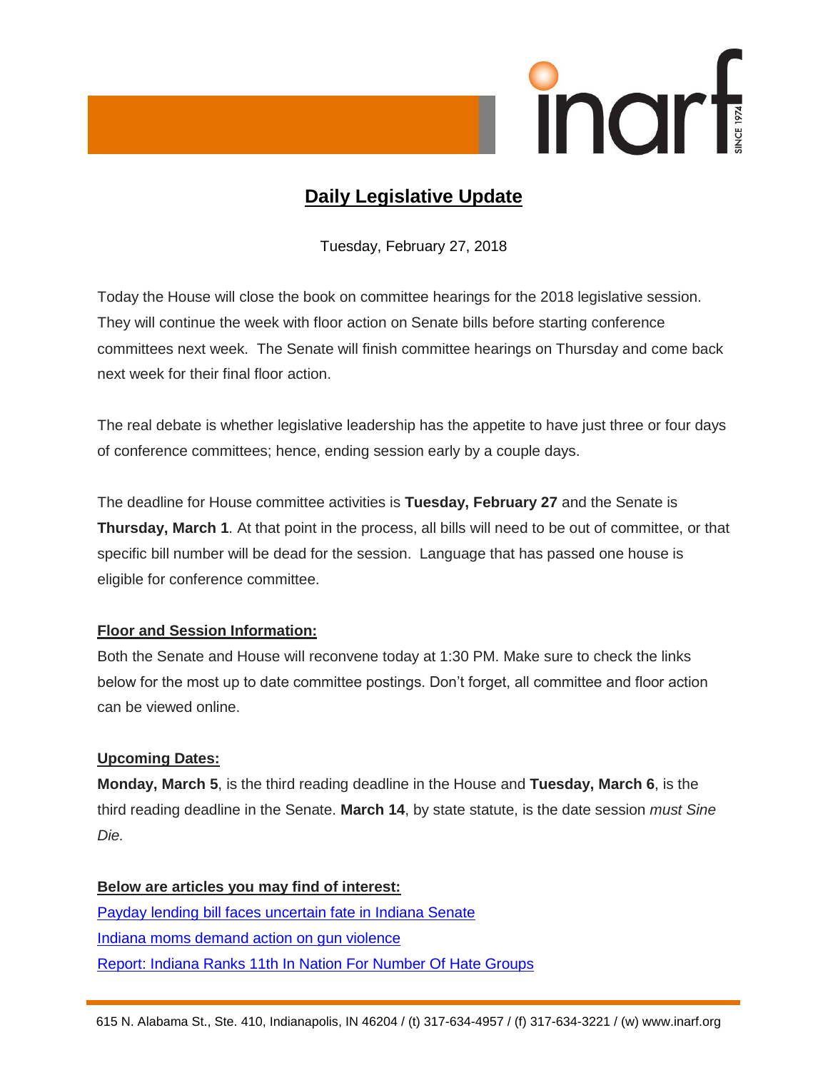# Daily Legislative Update

Tuesday, February 27, 2018

Today the House will close the book on committee hearings for the 2018 legislative session. They will continue the week with floor action on Senate bills before starting conference committees next week. The Senate will finish committee hearings on Thursday and come back next week for their final floor action.

The real debate is whether legislative leadership has the appetite to have just three or four days of conference committees; hence, ending session early by a couple days.

The deadline for House committee activities is **Tuesday, February 27** and the Senate is **Thursday, March 1**. At that point in the process, all bills will need to be out of committee, or that specific bill number will be dead for the session. Language that has passed one house is eligible for conference committee.

## Floor and Session Information:

Both the Senate and House will reconvene today at 1:30 PM. Make sure to check the links below for the most up to date committee postings. Don't forget, all committee and floor action can be viewed online.

## Upcoming Dates:

**Monday, March 5**, is the third reading deadline in the House and **Tuesday, March 6**, is the third reading deadline in the Senate. **March 14**, by state statute, is the date session *must Sine Die.*

## Below are articles you may find of interest:

[Payday lending bill faces uncertain fate in Indiana Senate]

[Indiana moms demand action on gun violence]

[Report: Indiana Ranks 11th In Nation For Number Of Hate Groups]

615 N. Alabama St., Ste. 410, Indianapolis, IN 46204 / (t) 317-634-4957 / (f) 317-634-3221 / (w) www.inarf.org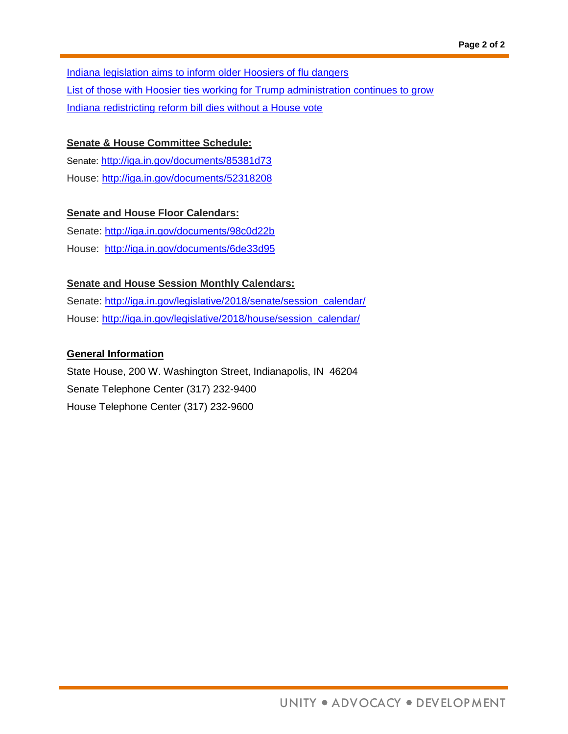[Indiana legislation aims to inform older Hoosiers of flu dangers]

[List of those with Hoosier ties working for Trump administration continues to grow]

[Indiana redistricting reform bill dies without a House vote]

**Senate & House Committee Schedule:**

Senate: http://iga.in.gov/documents/85381d73

House: http://iga.in.gov/documents/52318208

**Senate and House Floor Calendars:**

Senate: http://iga.in.gov/documents/98c0d22b

House: http://iga.in.gov/documents/6de33d95

**Senate and House Session Monthly Calendars:**

Senate: http://iga.in.gov/legislative/2018/senate/session_calendar/

House: http://iga.in.gov/legislative/2018/house/session_calendar/

**General Information**

State House, 200 W. Washington Street, Indianapolis, IN 46204

Senate Telephone Center (317) 232-9400

House Telephone Center (317) 232-9600

UNITY • ADVOCACY • DEVELOPMENT